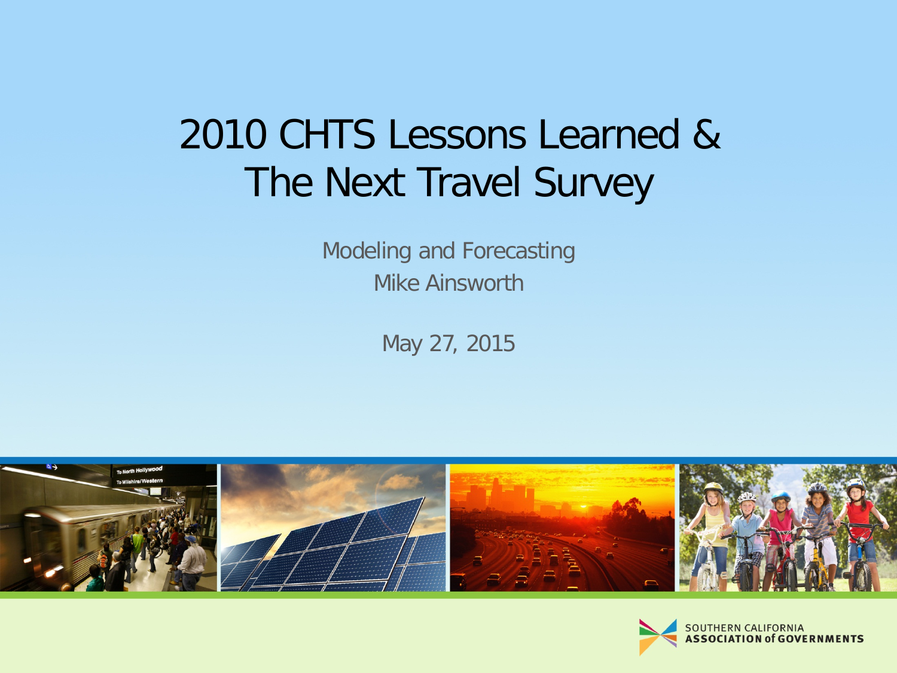# 2010 CHTS Lessons Learned & The Next Travel Survey

Modeling and Forecasting

Mike Ainsworth

May 27, 2015

SOUTHERN CALIFORNIA ASSOCIATION of GOVERNMENTS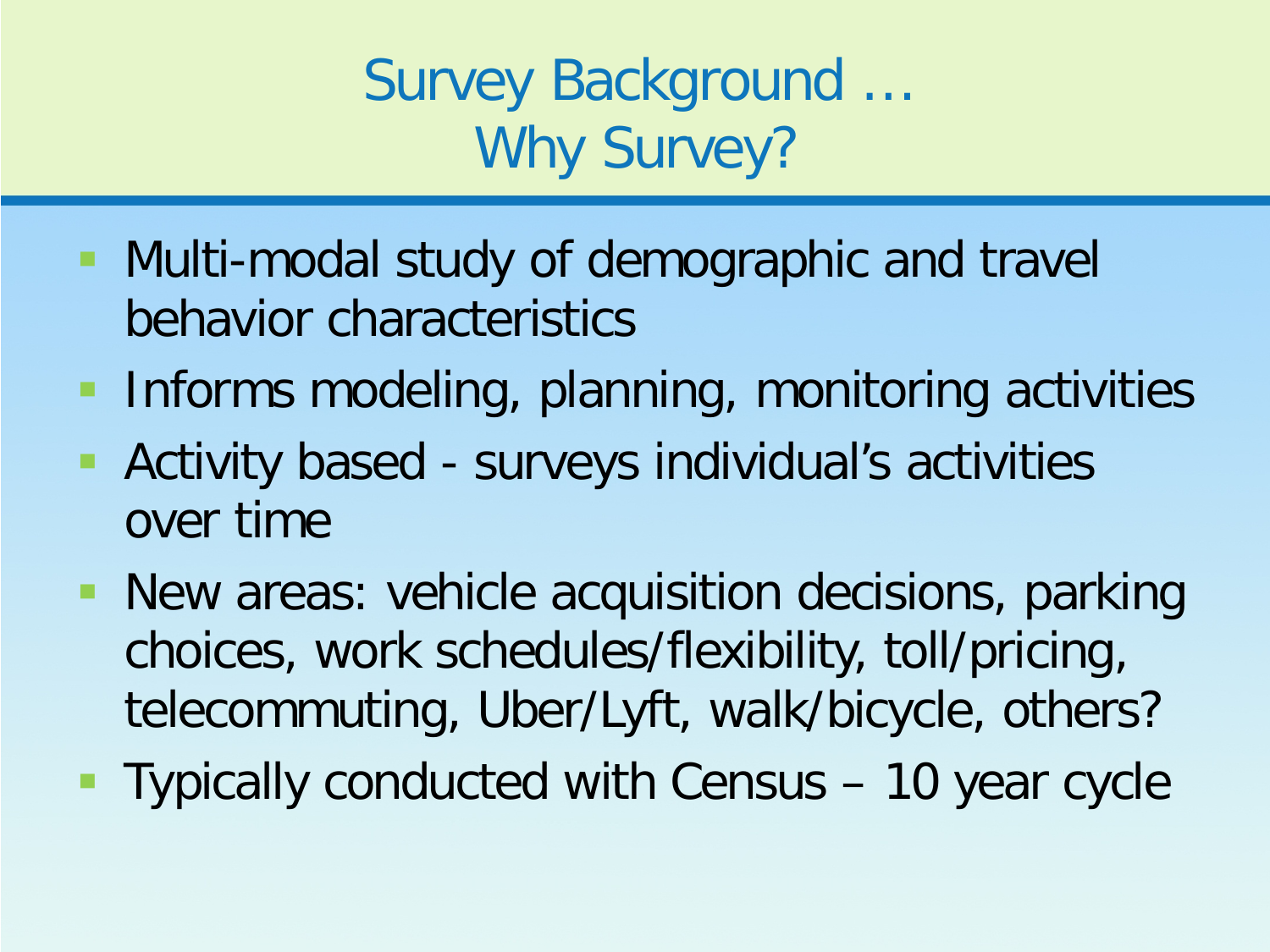# Survey Background …
# Why Survey?

- Multi-modal study of demographic and travel behavior characteristics
- Informs modeling, planning, monitoring activities
- Activity based - surveys individual's activities over time
- New areas: vehicle acquisition decisions, parking choices, work schedules/flexibility, toll/pricing, telecommuting, Uber/Lyft, walk/bicycle, others?
- Typically conducted with Census – 10 year cycle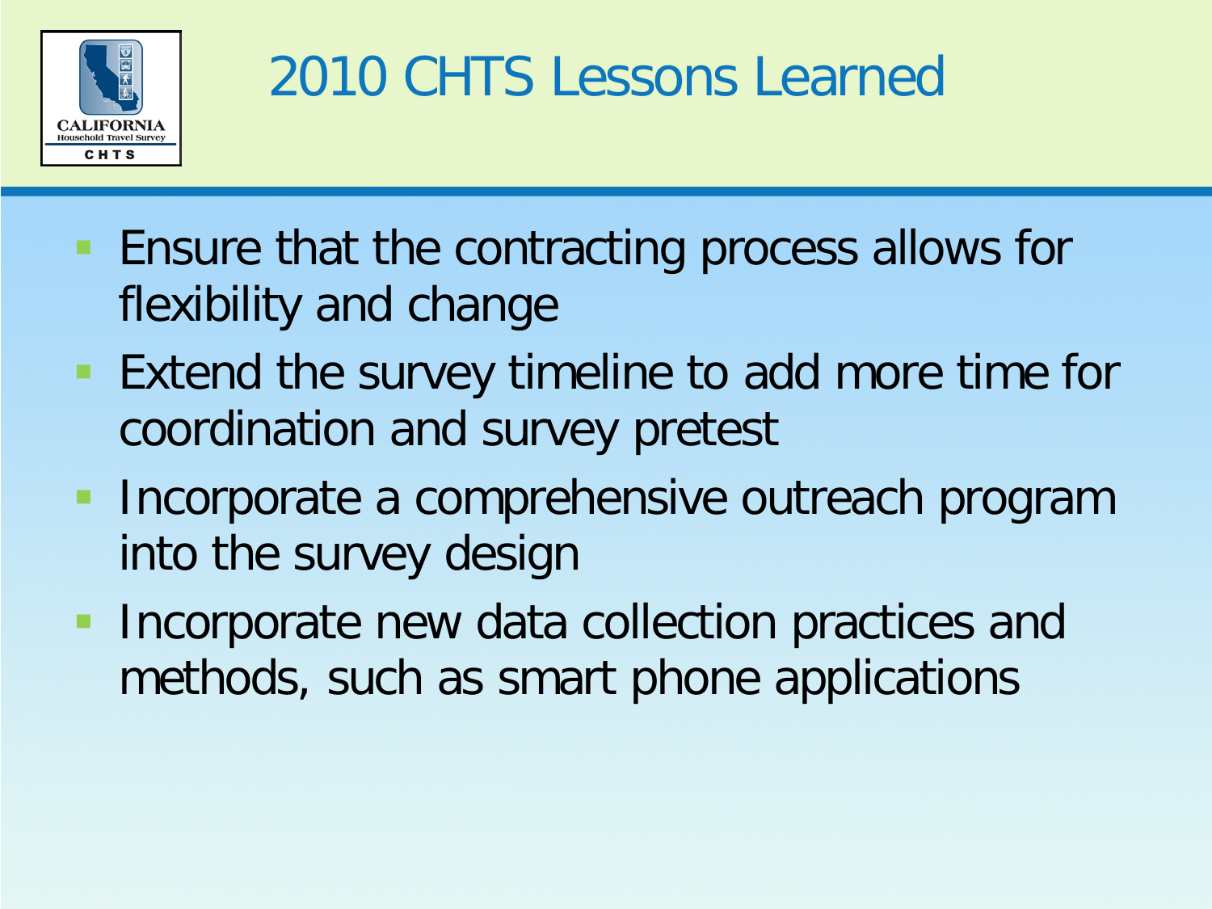# 2010 CHTS Lessons Learned

- Ensure that the contracting process allows for flexibility and change
- Extend the survey timeline to add more time for coordination and survey pretest
- Incorporate a comprehensive outreach program into the survey design
- Incorporate new data collection practices and methods, such as smart phone applications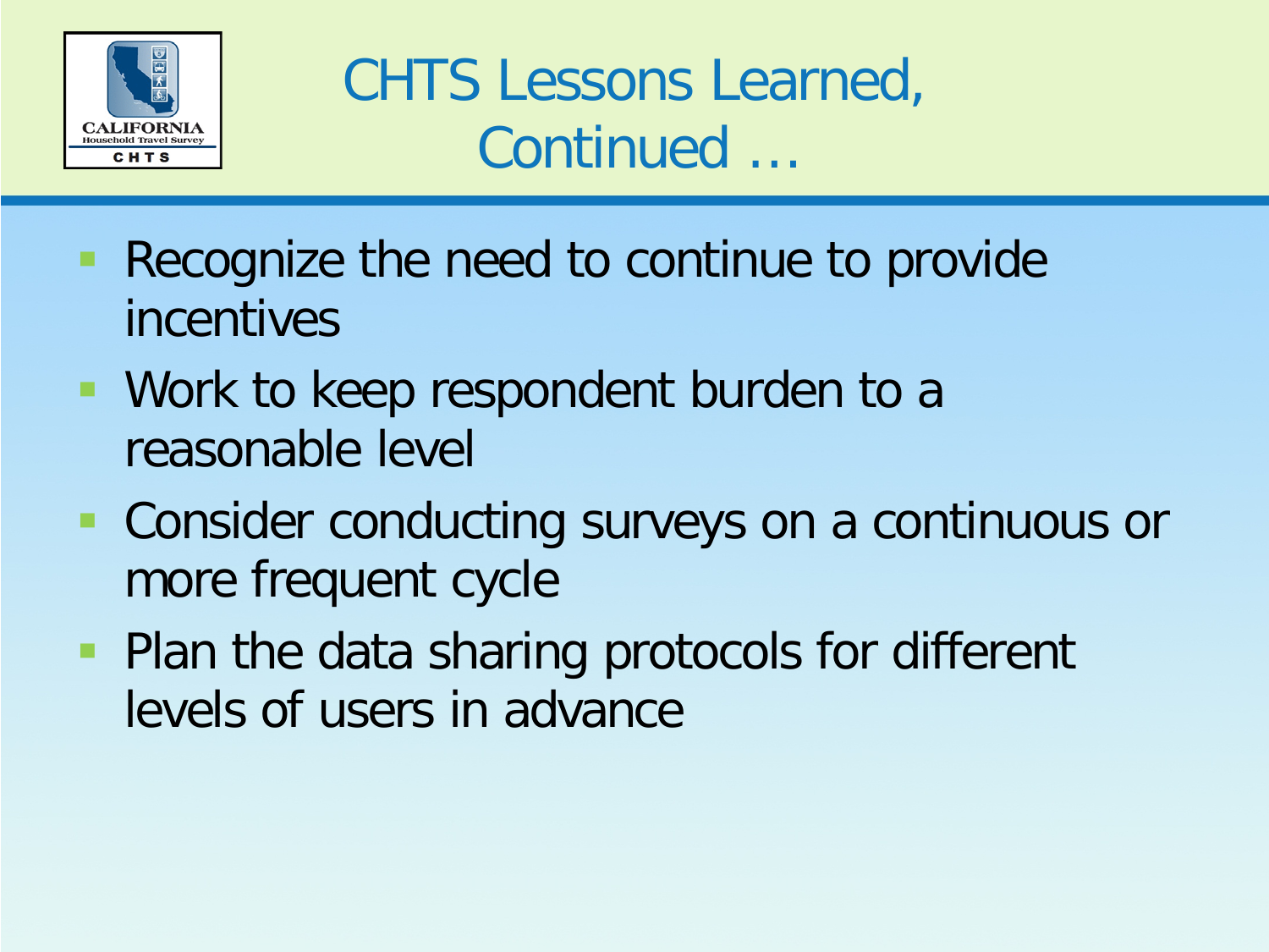# CHTS Lessons Learned, Continued …

- Recognize the need to continue to provide incentives
- Work to keep respondent burden to a reasonable level
- Consider conducting surveys on a continuous or more frequent cycle
- Plan the data sharing protocols for different levels of users in advance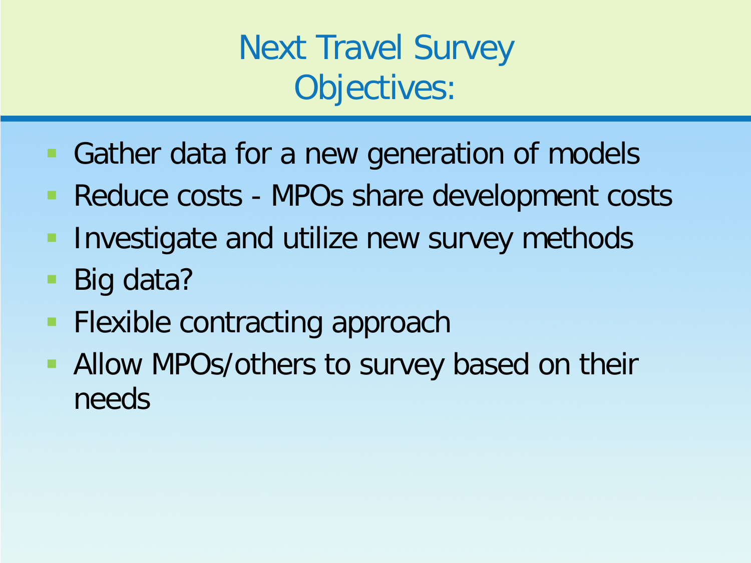# Next Travel Survey Objectives:

- Gather data for a new generation of models
- Reduce costs - MPOs share development costs
- Investigate and utilize new survey methods
- Big data?
- Flexible contracting approach
- Allow MPOs/others to survey based on their needs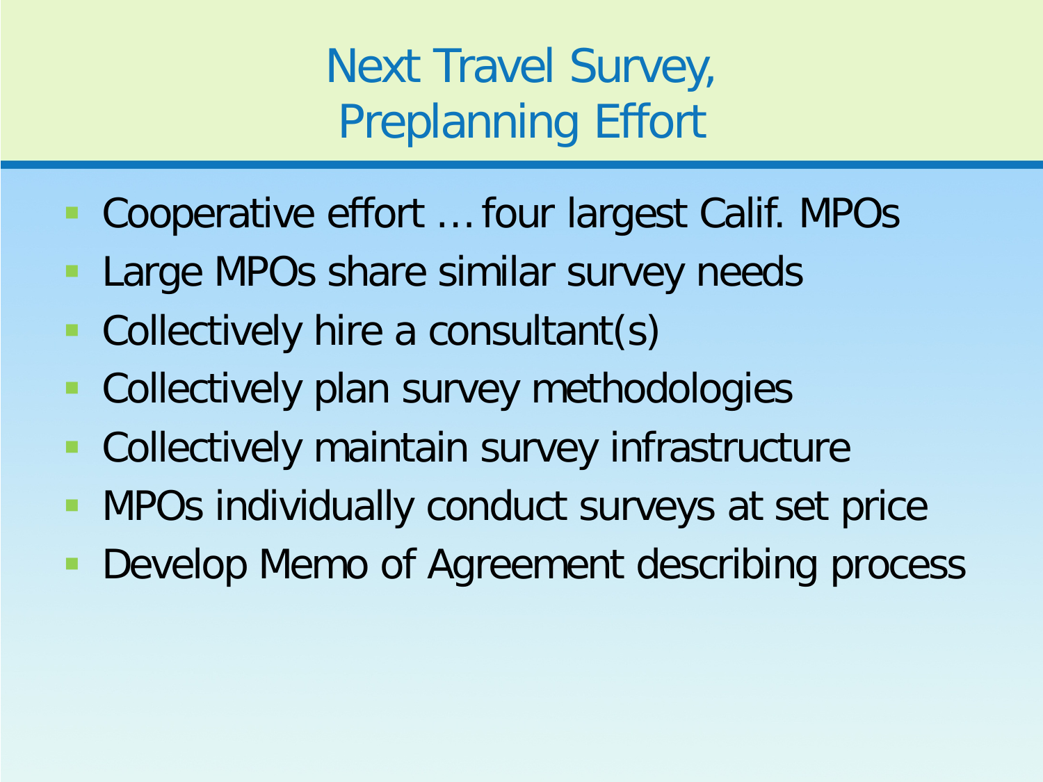# Next Travel Survey, Preplanning Effort

- Cooperative effort … four largest Calif. MPOs
- Large MPOs share similar survey needs
- Collectively hire a consultant(s)
- Collectively plan survey methodologies
- Collectively maintain survey infrastructure
- MPOs individually conduct surveys at set price
- Develop Memo of Agreement describing process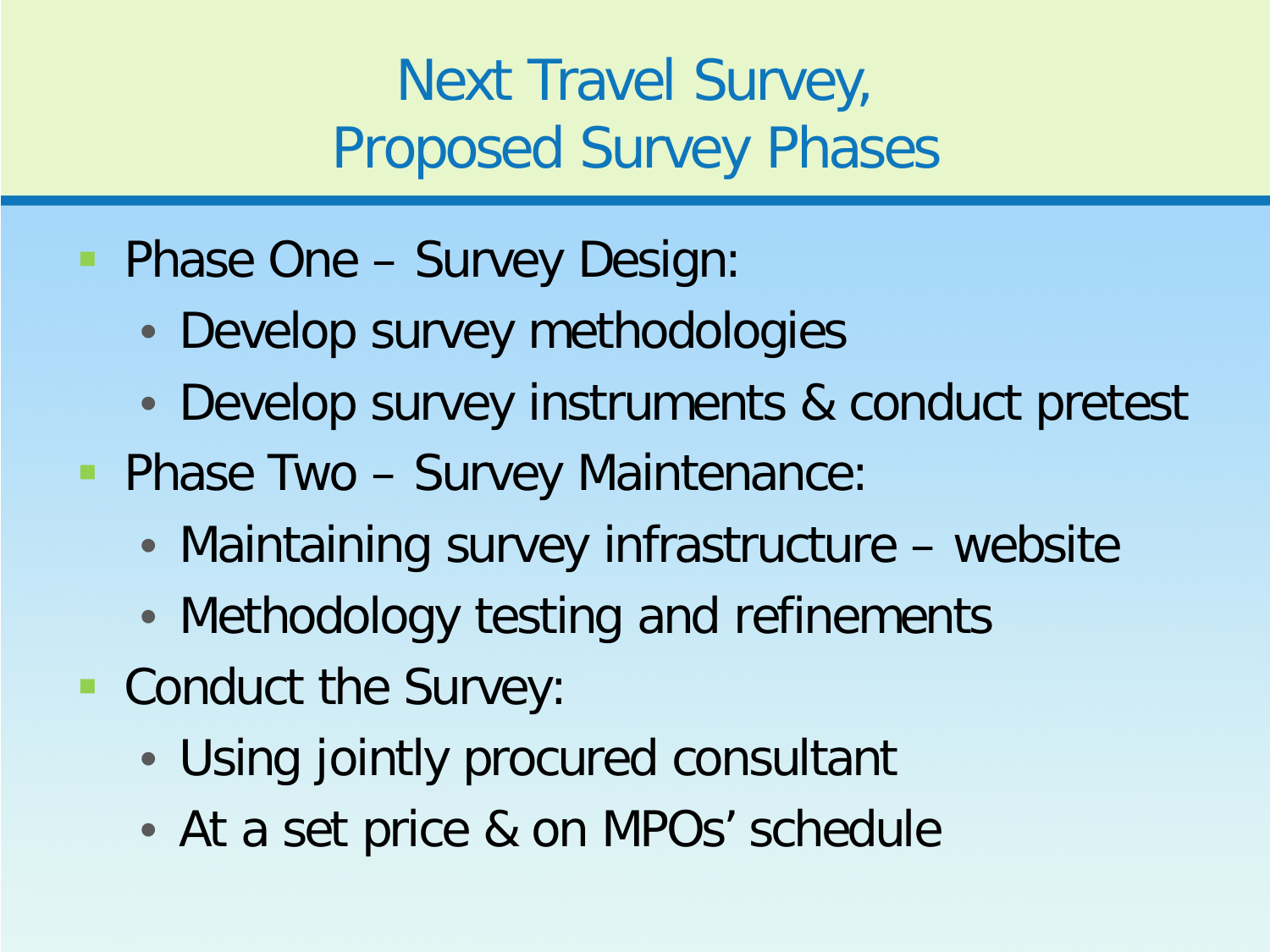# Next Travel Survey, Proposed Survey Phases

- Phase One – Survey Design:
  - Develop survey methodologies
  - Develop survey instruments & conduct pretest
- Phase Two – Survey Maintenance:
  - Maintaining survey infrastructure – website
  - Methodology testing and refinements
- Conduct the Survey:
  - Using jointly procured consultant
  - At a set price & on MPOs' schedule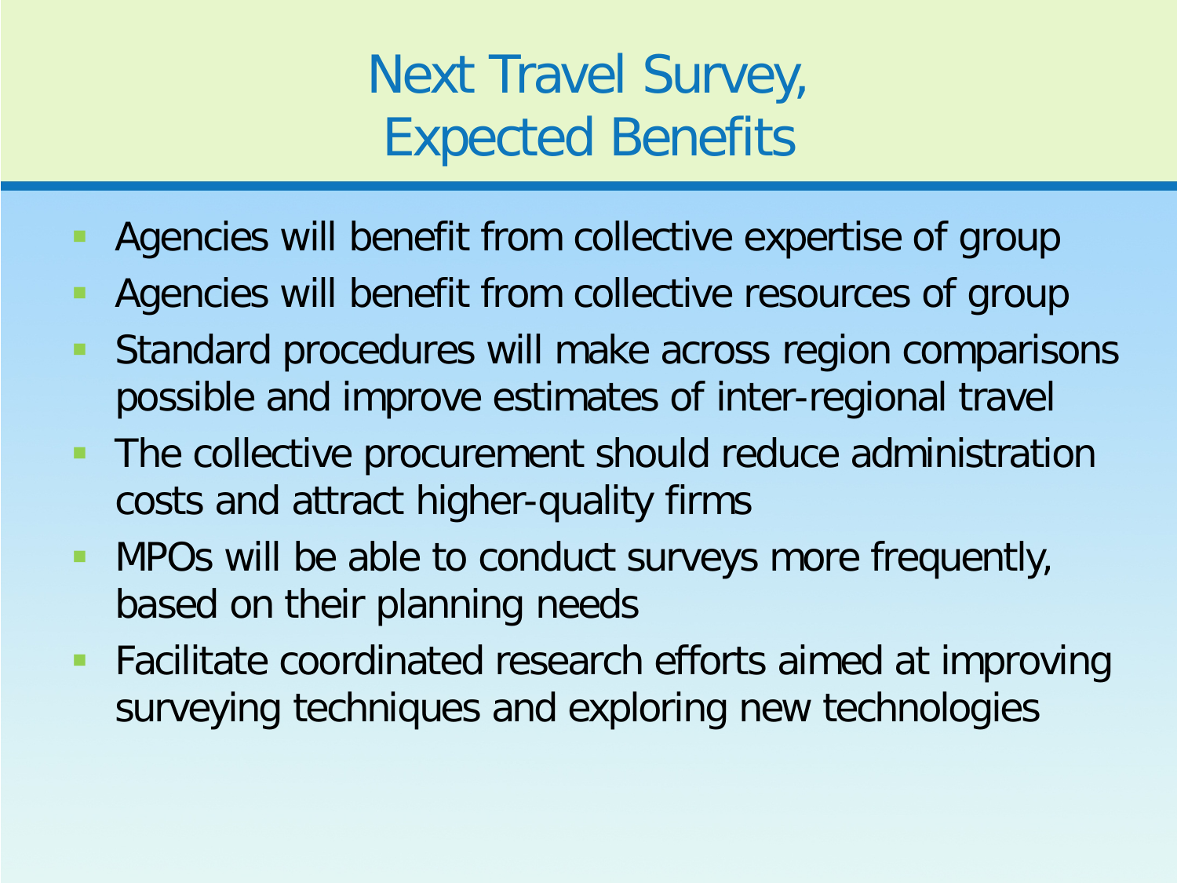# Next Travel Survey, Expected Benefits

- Agencies will benefit from collective expertise of group
- Agencies will benefit from collective resources of group
- Standard procedures will make across region comparisons possible and improve estimates of inter-regional travel
- The collective procurement should reduce administration costs and attract higher-quality firms
- MPOs will be able to conduct surveys more frequently, based on their planning needs
- Facilitate coordinated research efforts aimed at improving surveying techniques and exploring new technologies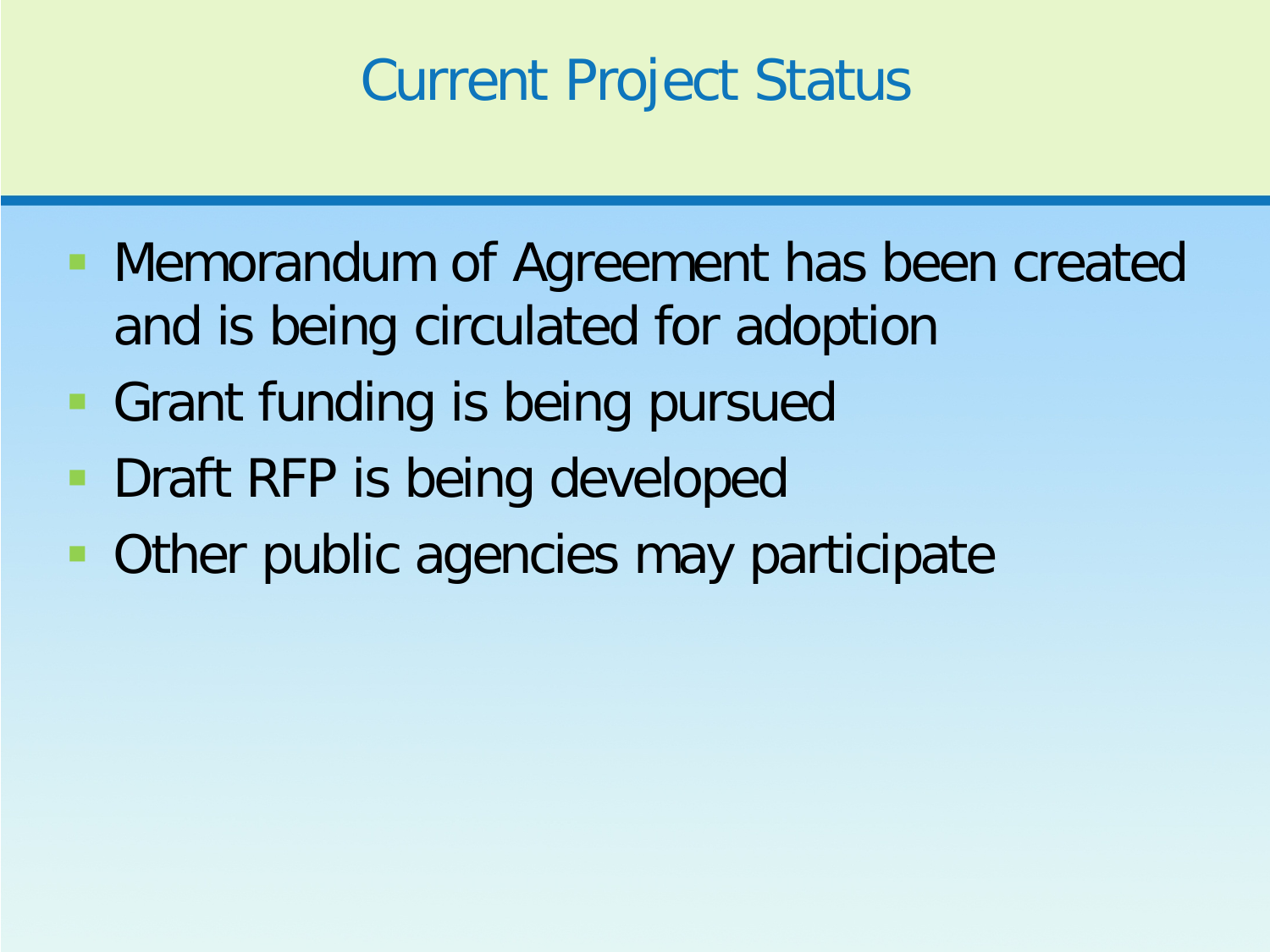# Current Project Status

- Memorandum of Agreement has been created and is being circulated for adoption
- Grant funding is being pursued
- Draft RFP is being developed
- Other public agencies may participate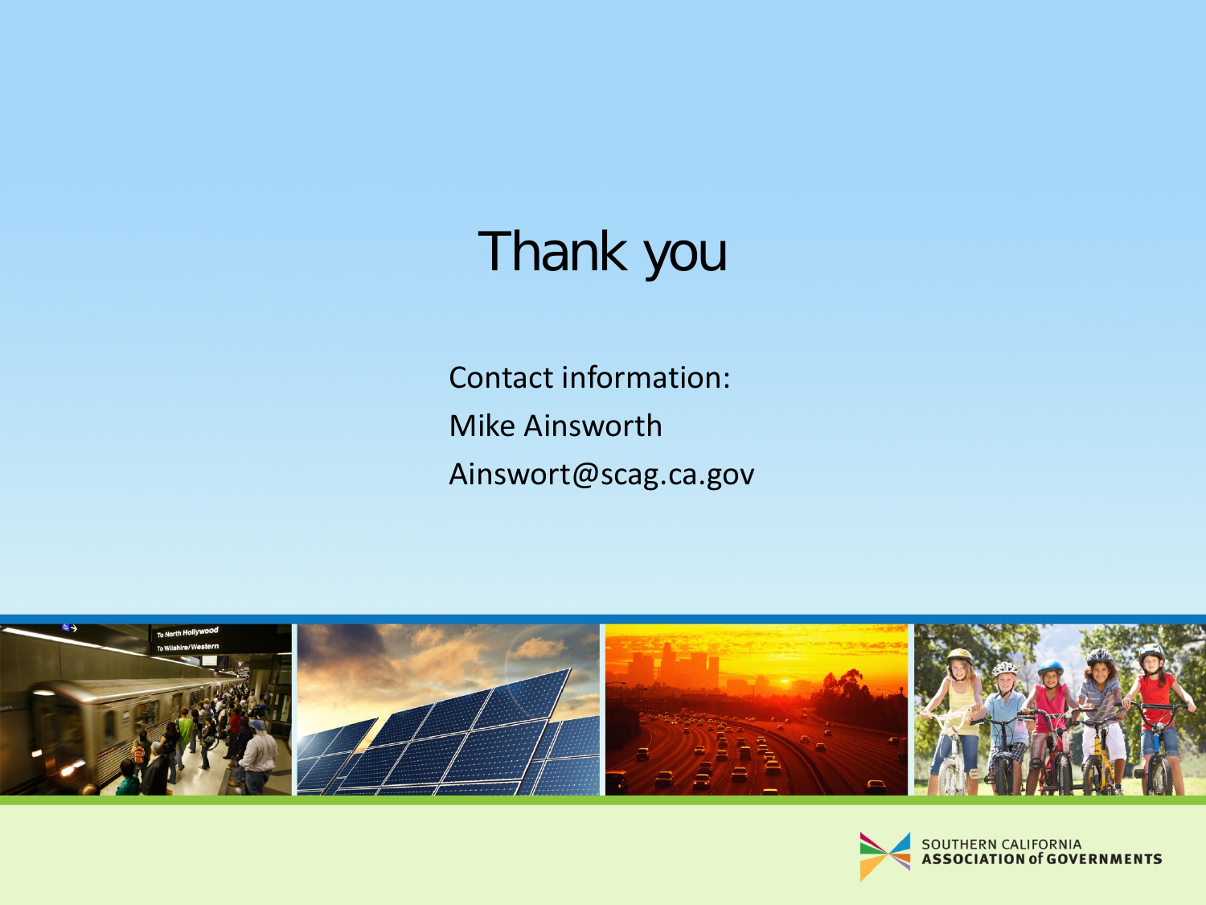# Thank you

Contact information:

Mike Ainsworth

Ainswort@scag.ca.gov

SOUTHERN CALIFORNIA
ASSOCIATION of GOVERNMENTS